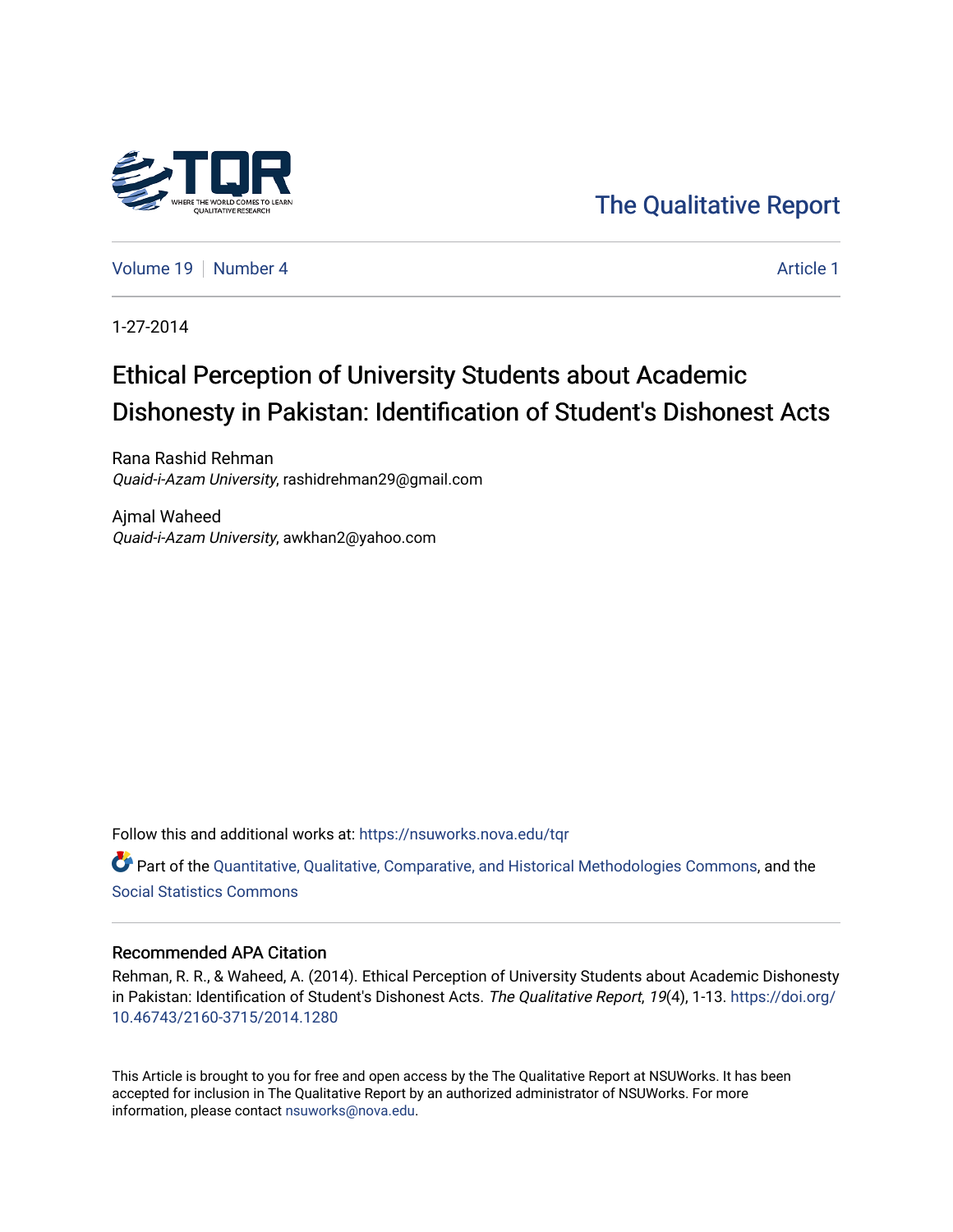The Qualitative Report

Volume 19 | Number 4 | Article 1

1-27-2014

# Ethical Perception of University Students about Academic Dishonesty in Pakistan: Identification of Student's Dishonest Acts

Rana Rashid Rehman
*Quaid-i-Azam University*, rashidrehman29@gmail.com

Ajmal Waheed
*Quaid-i-Azam University*, awkhan2@yahoo.com

Follow this and additional works at: https://nsuworks.nova.edu/tqr

Part of the Quantitative, Qualitative, Comparative, and Historical Methodologies Commons, and the Social Statistics Commons

### Recommended APA Citation

Rehman, R. R., & Waheed, A. (2014). Ethical Perception of University Students about Academic Dishonesty in Pakistan: Identification of Student's Dishonest Acts. *The Qualitative Report*, *19*(4), 1-13. https://doi.org/10.46743/2160-3715/2014.1280

This Article is brought to you for free and open access by the The Qualitative Report at NSUWorks. It has been accepted for inclusion in The Qualitative Report by an authorized administrator of NSUWorks. For more information, please contact nsuworks@nova.edu.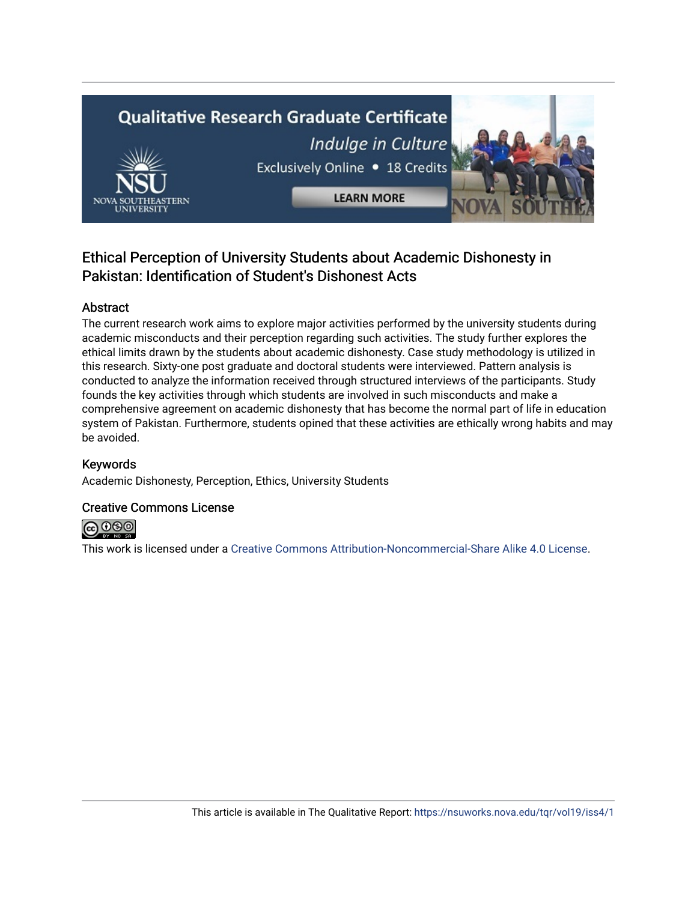# Ethical Perception of University Students about Academic Dishonesty in Pakistan: Identification of Student's Dishonest Acts

## Abstract

The current research work aims to explore major activities performed by the university students during academic misconducts and their perception regarding such activities. The study further explores the ethical limits drawn by the students about academic dishonesty. Case study methodology is utilized in this research. Sixty-one post graduate and doctoral students were interviewed. Pattern analysis is conducted to analyze the information received through structured interviews of the participants. Study founds the key activities through which students are involved in such misconducts and make a comprehensive agreement on academic dishonesty that has become the normal part of life in education system of Pakistan. Furthermore, students opined that these activities are ethically wrong habits and may be avoided.

## Keywords

Academic Dishonesty, Perception, Ethics, University Students

## Creative Commons License

This work is licensed under a Creative Commons Attribution-Noncommercial-Share Alike 4.0 License.

This article is available in The Qualitative Report: https://nsuworks.nova.edu/tqr/vol19/iss4/1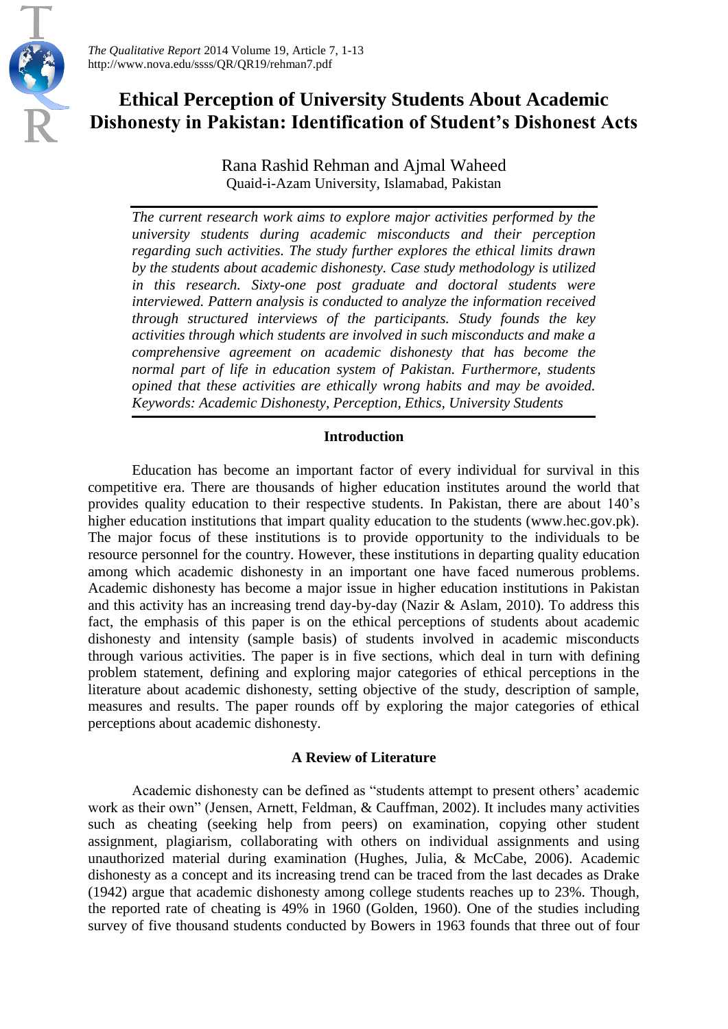# Ethical Perception of University Students About Academic Dishonesty in Pakistan: Identification of Student's Dishonest Acts

Rana Rashid Rehman and Ajmal Waheed
Quaid-i-Azam University, Islamabad, Pakistan

*The current research work aims to explore major activities performed by the university students during academic misconducts and their perception regarding such activities. The study further explores the ethical limits drawn by the students about academic dishonesty. Case study methodology is utilized in this research. Sixty-one post graduate and doctoral students were interviewed. Pattern analysis is conducted to analyze the information received through structured interviews of the participants. Study founds the key activities through which students are involved in such misconducts and make a comprehensive agreement on academic dishonesty that has become the normal part of life in education system of Pakistan. Furthermore, students opined that these activities are ethically wrong habits and may be avoided. Keywords: Academic Dishonesty, Perception, Ethics, University Students*

## Introduction

Education has become an important factor of every individual for survival in this competitive era. There are thousands of higher education institutes around the world that provides quality education to their respective students. In Pakistan, there are about 140's higher education institutions that impart quality education to the students (www.hec.gov.pk). The major focus of these institutions is to provide opportunity to the individuals to be resource personnel for the country. However, these institutions in departing quality education among which academic dishonesty in an important one have faced numerous problems. Academic dishonesty has become a major issue in higher education institutions in Pakistan and this activity has an increasing trend day-by-day (Nazir & Aslam, 2010). To address this fact, the emphasis of this paper is on the ethical perceptions of students about academic dishonesty and intensity (sample basis) of students involved in academic misconducts through various activities. The paper is in five sections, which deal in turn with defining problem statement, defining and exploring major categories of ethical perceptions in the literature about academic dishonesty, setting objective of the study, description of sample, measures and results. The paper rounds off by exploring the major categories of ethical perceptions about academic dishonesty.

## A Review of Literature

Academic dishonesty can be defined as "students attempt to present others' academic work as their own" (Jensen, Arnett, Feldman, & Cauffman, 2002). It includes many activities such as cheating (seeking help from peers) on examination, copying other student assignment, plagiarism, collaborating with others on individual assignments and using unauthorized material during examination (Hughes, Julia, & McCabe, 2006). Academic dishonesty as a concept and its increasing trend can be traced from the last decades as Drake (1942) argue that academic dishonesty among college students reaches up to 23%. Though, the reported rate of cheating is 49% in 1960 (Golden, 1960). One of the studies including survey of five thousand students conducted by Bowers in 1963 founds that three out of four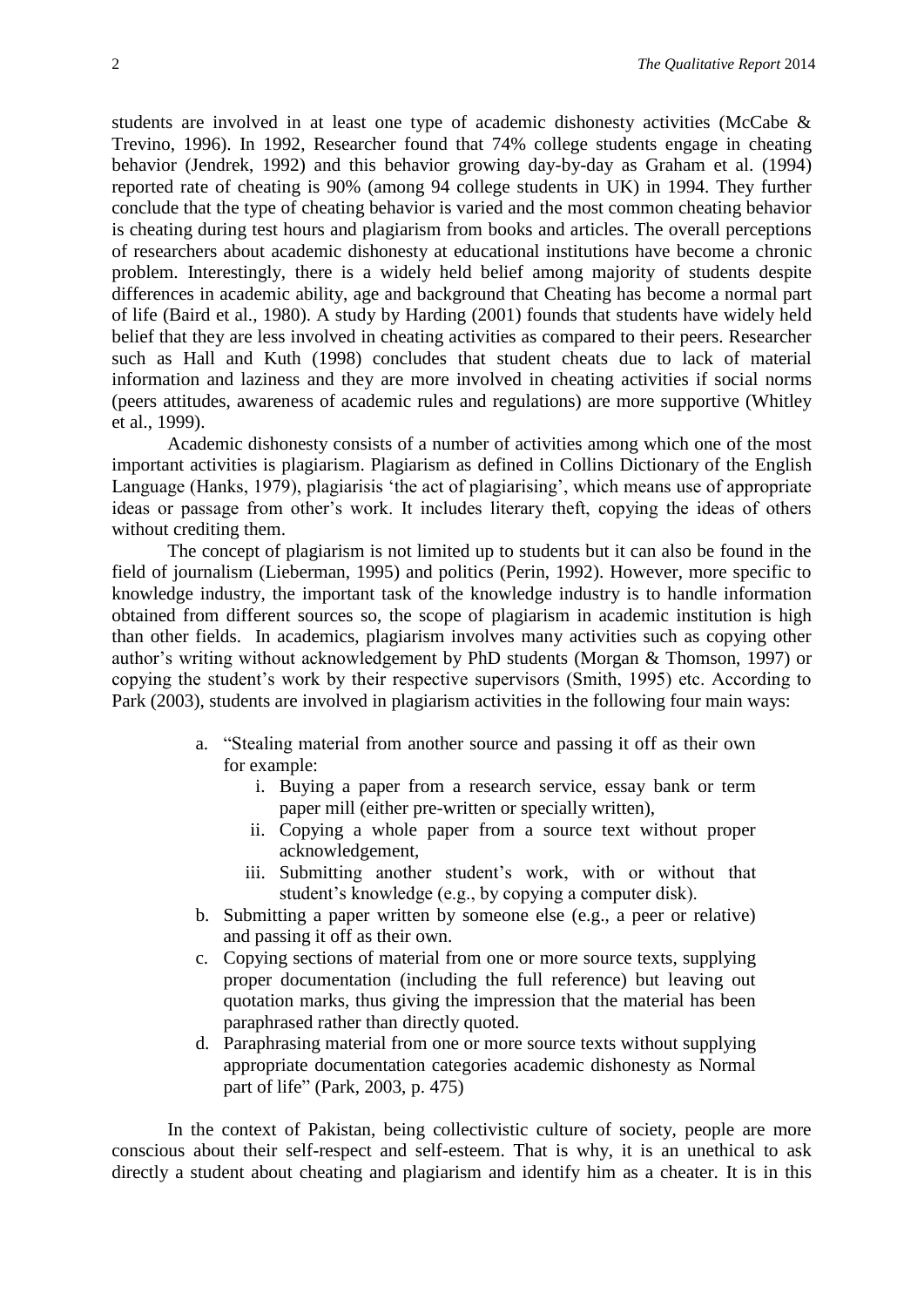students are involved in at least one type of academic dishonesty activities (McCabe & Trevino, 1996). In 1992, Researcher found that 74% college students engage in cheating behavior (Jendrek, 1992) and this behavior growing day-by-day as Graham et al. (1994) reported rate of cheating is 90% (among 94 college students in UK) in 1994. They further conclude that the type of cheating behavior is varied and the most common cheating behavior is cheating during test hours and plagiarism from books and articles. The overall perceptions of researchers about academic dishonesty at educational institutions have become a chronic problem. Interestingly, there is a widely held belief among majority of students despite differences in academic ability, age and background that Cheating has become a normal part of life (Baird et al., 1980). A study by Harding (2001) founds that students have widely held belief that they are less involved in cheating activities as compared to their peers. Researcher such as Hall and Kuth (1998) concludes that student cheats due to lack of material information and laziness and they are more involved in cheating activities if social norms (peers attitudes, awareness of academic rules and regulations) are more supportive (Whitley et al., 1999).

Academic dishonesty consists of a number of activities among which one of the most important activities is plagiarism. Plagiarism as defined in Collins Dictionary of the English Language (Hanks, 1979), plagiarisis 'the act of plagiarising', which means use of appropriate ideas or passage from other's work. It includes literary theft, copying the ideas of others without crediting them.

The concept of plagiarism is not limited up to students but it can also be found in the field of journalism (Lieberman, 1995) and politics (Perin, 1992). However, more specific to knowledge industry, the important task of the knowledge industry is to handle information obtained from different sources so, the scope of plagiarism in academic institution is high than other fields. In academics, plagiarism involves many activities such as copying other author's writing without acknowledgement by PhD students (Morgan & Thomson, 1997) or copying the student's work by their respective supervisors (Smith, 1995) etc. According to Park (2003), students are involved in plagiarism activities in the following four main ways:

> a. "Stealing material from another source and passing it off as their own for example:
>     i. Buying a paper from a research service, essay bank or term paper mill (either pre-written or specially written),
>     ii. Copying a whole paper from a source text without proper acknowledgement,
>     iii. Submitting another student's work, with or without that student's knowledge (e.g., by copying a computer disk).
> b. Submitting a paper written by someone else (e.g., a peer or relative) and passing it off as their own.
> c. Copying sections of material from one or more source texts, supplying proper documentation (including the full reference) but leaving out quotation marks, thus giving the impression that the material has been paraphrased rather than directly quoted.
> d. Paraphrasing material from one or more source texts without supplying appropriate documentation categories academic dishonesty as Normal part of life" (Park, 2003, p. 475)

In the context of Pakistan, being collectivistic culture of society, people are more conscious about their self-respect and self-esteem. That is why, it is an unethical to ask directly a student about cheating and plagiarism and identify him as a cheater. It is in this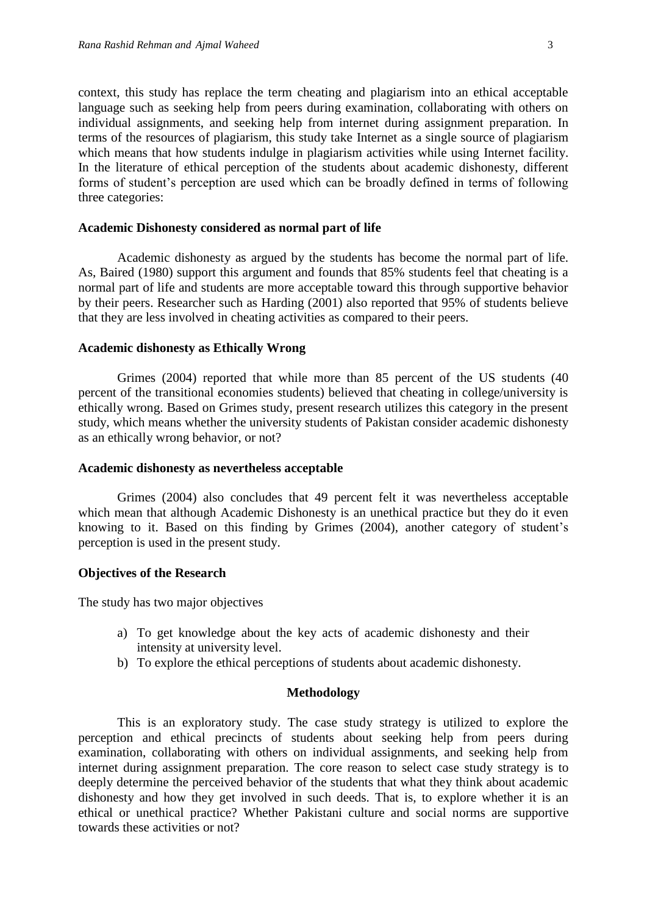context, this study has replace the term cheating and plagiarism into an ethical acceptable language such as seeking help from peers during examination, collaborating with others on individual assignments, and seeking help from internet during assignment preparation. In terms of the resources of plagiarism, this study take Internet as a single source of plagiarism which means that how students indulge in plagiarism activities while using Internet facility. In the literature of ethical perception of the students about academic dishonesty, different forms of student's perception are used which can be broadly defined in terms of following three categories:

### Academic Dishonesty considered as normal part of life

Academic dishonesty as argued by the students has become the normal part of life. As, Baired (1980) support this argument and founds that 85% students feel that cheating is a normal part of life and students are more acceptable toward this through supportive behavior by their peers. Researcher such as Harding (2001) also reported that 95% of students believe that they are less involved in cheating activities as compared to their peers.

### Academic dishonesty as Ethically Wrong

Grimes (2004) reported that while more than 85 percent of the US students (40 percent of the transitional economies students) believed that cheating in college/university is ethically wrong. Based on Grimes study, present research utilizes this category in the present study, which means whether the university students of Pakistan consider academic dishonesty as an ethically wrong behavior, or not?

### Academic dishonesty as nevertheless acceptable

Grimes (2004) also concludes that 49 percent felt it was nevertheless acceptable which mean that although Academic Dishonesty is an unethical practice but they do it even knowing to it. Based on this finding by Grimes (2004), another category of student's perception is used in the present study.

### Objectives of the Research

The study has two major objectives

a) To get knowledge about the key acts of academic dishonesty and their intensity at university level.
b) To explore the ethical perceptions of students about academic dishonesty.

## Methodology

This is an exploratory study. The case study strategy is utilized to explore the perception and ethical precincts of students about seeking help from peers during examination, collaborating with others on individual assignments, and seeking help from internet during assignment preparation. The core reason to select case study strategy is to deeply determine the perceived behavior of the students that what they think about academic dishonesty and how they get involved in such deeds. That is, to explore whether it is an ethical or unethical practice? Whether Pakistani culture and social norms are supportive towards these activities or not?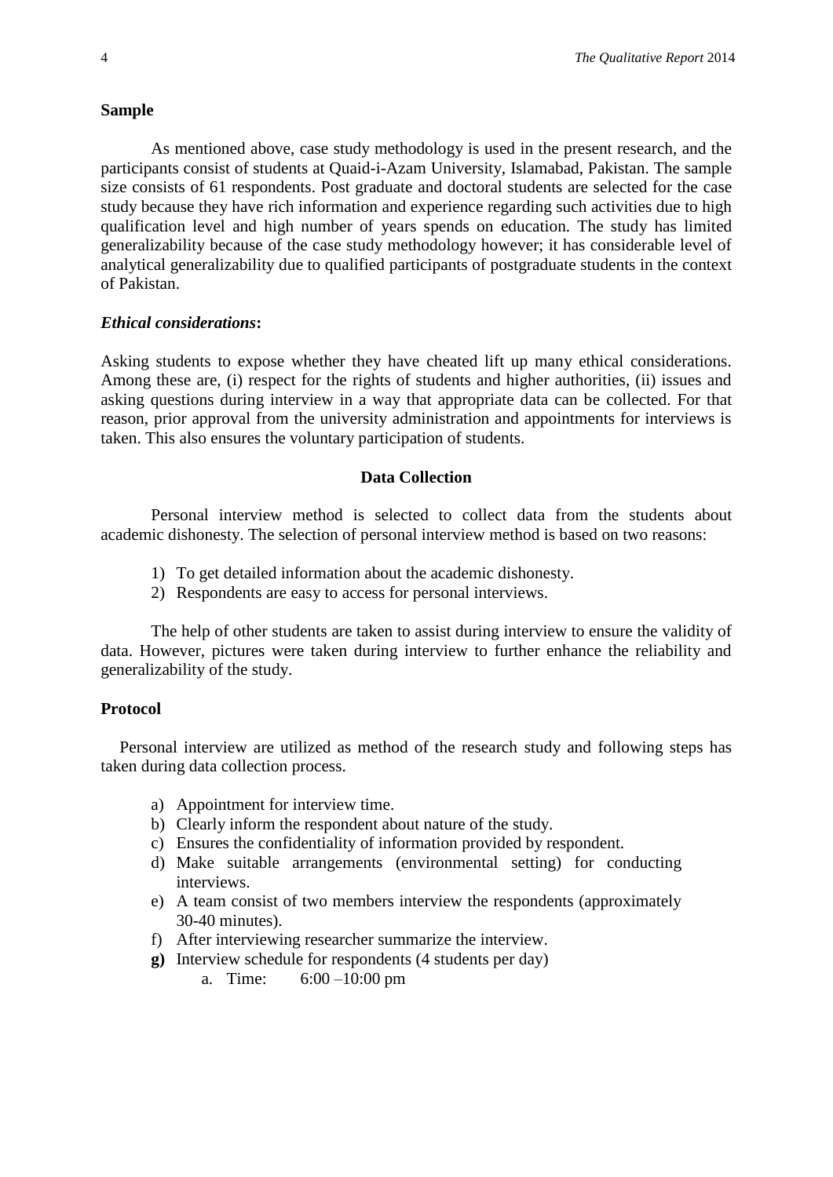**Sample**

As mentioned above, case study methodology is used in the present research, and the participants consist of students at Quaid-i-Azam University, Islamabad, Pakistan. The sample size consists of 61 respondents. Post graduate and doctoral students are selected for the case study because they have rich information and experience regarding such activities due to high qualification level and high number of years spends on education. The study has limited generalizability because of the case study methodology however; it has considerable level of analytical generalizability due to qualified participants of postgraduate students in the context of Pakistan.

***Ethical considerations*:**

Asking students to expose whether they have cheated lift up many ethical considerations. Among these are, (i) respect for the rights of students and higher authorities, (ii) issues and asking questions during interview in a way that appropriate data can be collected. For that reason, prior approval from the university administration and appointments for interviews is taken. This also ensures the voluntary participation of students.

## Data Collection

Personal interview method is selected to collect data from the students about academic dishonesty. The selection of personal interview method is based on two reasons:

1) To get detailed information about the academic dishonesty.
2) Respondents are easy to access for personal interviews.

The help of other students are taken to assist during interview to ensure the validity of data. However, pictures were taken during interview to further enhance the reliability and generalizability of the study.

**Protocol**

Personal interview are utilized as method of the research study and following steps has taken during data collection process.

a) Appointment for interview time.
b) Clearly inform the respondent about nature of the study.
c) Ensures the confidentiality of information provided by respondent.
d) Make suitable arrangements (environmental setting) for conducting interviews.
e) A team consist of two members interview the respondents (approximately 30-40 minutes).
f) After interviewing researcher summarize the interview.
**g)** Interview schedule for respondents (4 students per day)
    a. Time: 6:00 –10:00 pm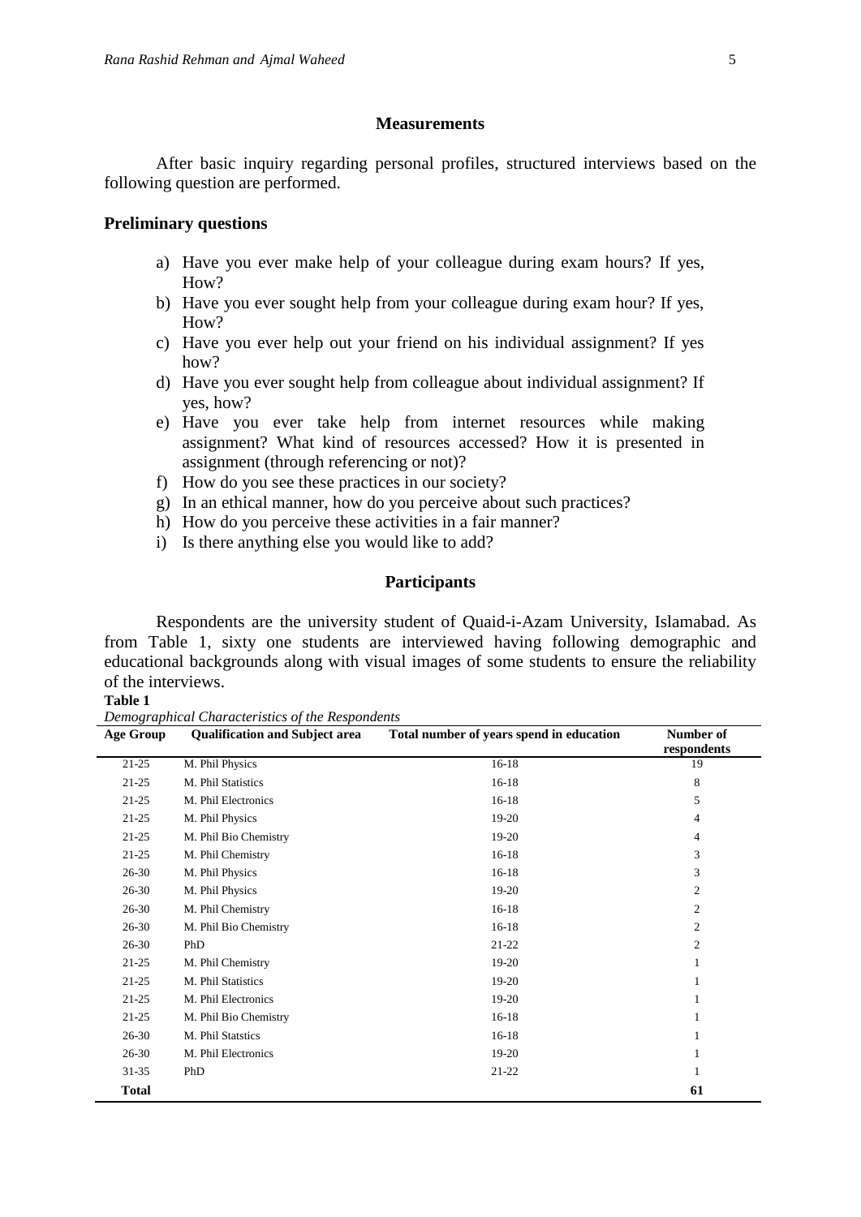## Measurements

After basic inquiry regarding personal profiles, structured interviews based on the following question are performed.

### Preliminary questions

a) Have you ever make help of your colleague during exam hours? If yes, How?
b) Have you ever sought help from your colleague during exam hour? If yes, How?
c) Have you ever help out your friend on his individual assignment? If yes how?
d) Have you ever sought help from colleague about individual assignment? If yes, how?
e) Have you ever take help from internet resources while making assignment? What kind of resources accessed? How it is presented in assignment (through referencing or not)?
f) How do you see these practices in our society?
g) In an ethical manner, how do you perceive about such practices?
h) How do you perceive these activities in a fair manner?
i) Is there anything else you would like to add?

## Participants

Respondents are the university student of Quaid-i-Azam University, Islamabad. As from Table 1, sixty one students are interviewed having following demographic and educational backgrounds along with visual images of some students to ensure the reliability of the interviews.

**Table 1**

*Demographical Characteristics of the Respondents*

| Age Group | Qualification and Subject area | Total number of years spend in education | Number of respondents |
|---|---|---|---|
| 21-25 | M. Phil Physics | 16-18 | 19 |
| 21-25 | M. Phil Statistics | 16-18 | 8 |
| 21-25 | M. Phil Electronics | 16-18 | 5 |
| 21-25 | M. Phil Physics | 19-20 | 4 |
| 21-25 | M. Phil Bio Chemistry | 19-20 | 4 |
| 21-25 | M. Phil Chemistry | 16-18 | 3 |
| 26-30 | M. Phil Physics | 16-18 | 3 |
| 26-30 | M. Phil Physics | 19-20 | 2 |
| 26-30 | M. Phil Chemistry | 16-18 | 2 |
| 26-30 | M. Phil Bio Chemistry | 16-18 | 2 |
| 26-30 | PhD | 21-22 | 2 |
| 21-25 | M. Phil Chemistry | 19-20 | 1 |
| 21-25 | M. Phil Statistics | 19-20 | 1 |
| 21-25 | M. Phil Electronics | 19-20 | 1 |
| 21-25 | M. Phil Bio Chemistry | 16-18 | 1 |
| 26-30 | M. Phil Statstics | 16-18 | 1 |
| 26-30 | M. Phil Electronics | 19-20 | 1 |
| 31-35 | PhD | 21-22 | 1 |
| **Total** | | | **61** |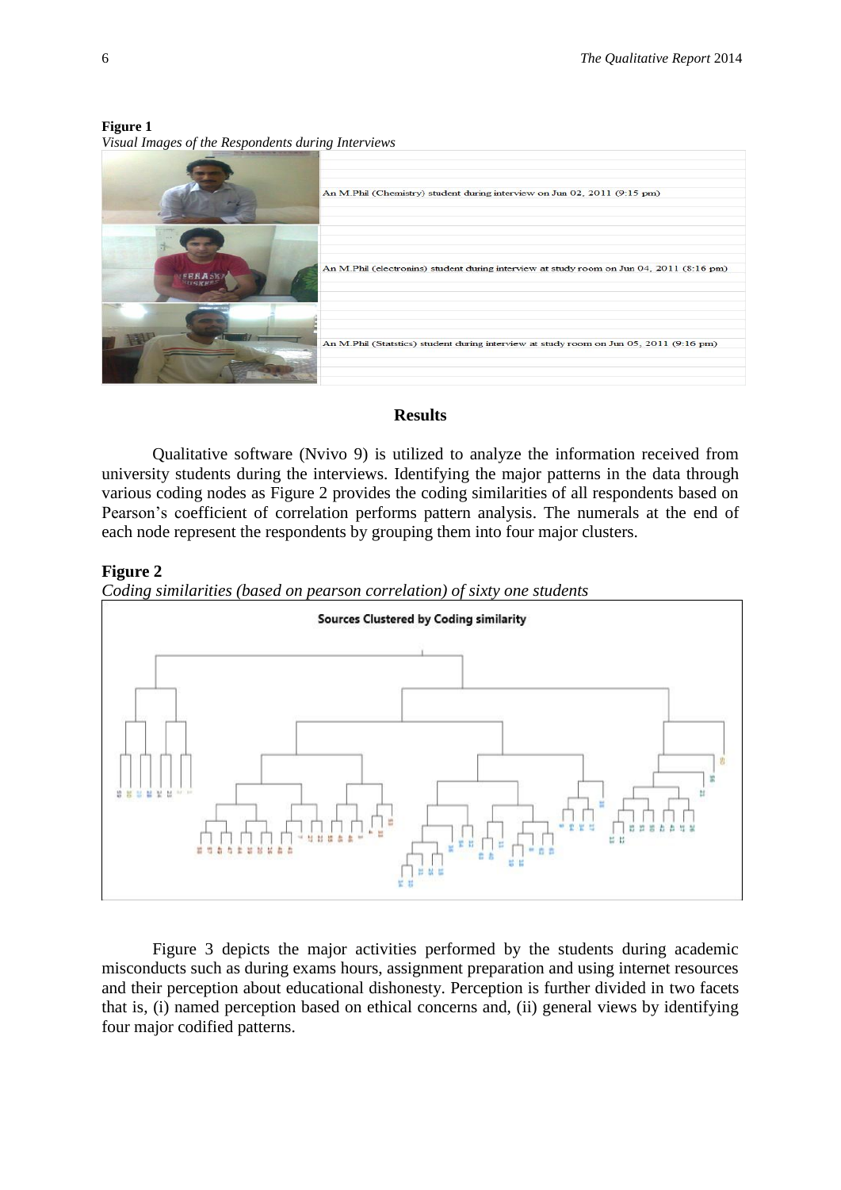**Figure 1**
*Visual Images of the Respondents during Interviews*

| | |
|---|---|
| | An M.Phil (Chemistry) student during interview on Jun 02, 2011 (9:15 pm) |
| | An M.Phil (electronins) student during interview at study room on Jun 04, 2011 (8:16 pm) |
| | An M.Phil (Statstics) student during interview at study room on Jun 05, 2011 (9:16 pm) |

## Results

Qualitative software (Nvivo 9) is utilized to analyze the information received from university students during the interviews. Identifying the major patterns in the data through various coding nodes as Figure 2 provides the coding similarities of all respondents based on Pearson's coefficient of correlation performs pattern analysis. The numerals at the end of each node represent the respondents by grouping them into four major clusters.

**Figure 2**
*Coding similarities (based on pearson correlation) of sixty one students*

Sources Clustered by Coding similarity

Figure 3 depicts the major activities performed by the students during academic misconducts such as during exams hours, assignment preparation and using internet resources and their perception about educational dishonesty. Perception is further divided in two facets that is, (i) named perception based on ethical concerns and, (ii) general views by identifying four major codified patterns.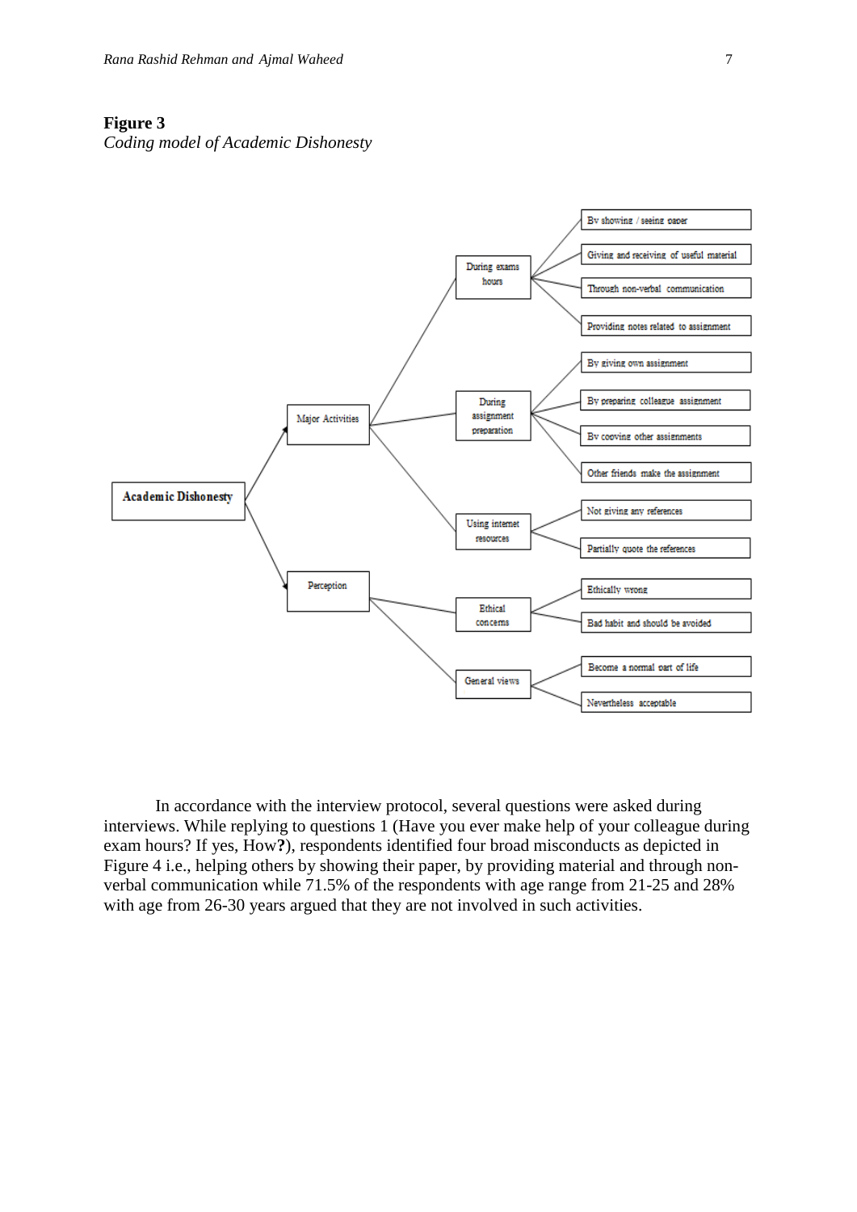**Figure 3**

*Coding model of Academic Dishonesty*

- Academic Dishonesty
  - Major Activities
    - During exams hours
      - By showing / seeing paper
      - Giving and receiving of useful material
      - Through non-verbal communication
      - Providing notes related to assignment
    - During assignment preparation
      - By giving own assignment
      - By preparing colleague assignment
      - By copying other assignments
      - Other friends make the assignment
    - Using internet resources
      - Not giving any references
      - Partially quote the references
  - Perception
    - Ethical concerns
      - Ethically wrong
      - Bad habit and should be avoided
    - General views
      - Become a normal part of life
      - Nevertheless acceptable

In accordance with the interview protocol, several questions were asked during interviews. While replying to questions 1 (Have you ever make help of your colleague during exam hours? If yes, How**?**), respondents identified four broad misconducts as depicted in Figure 4 i.e., helping others by showing their paper, by providing material and through non-verbal communication while 71.5% of the respondents with age range from 21-25 and 28% with age from 26-30 years argued that they are not involved in such activities.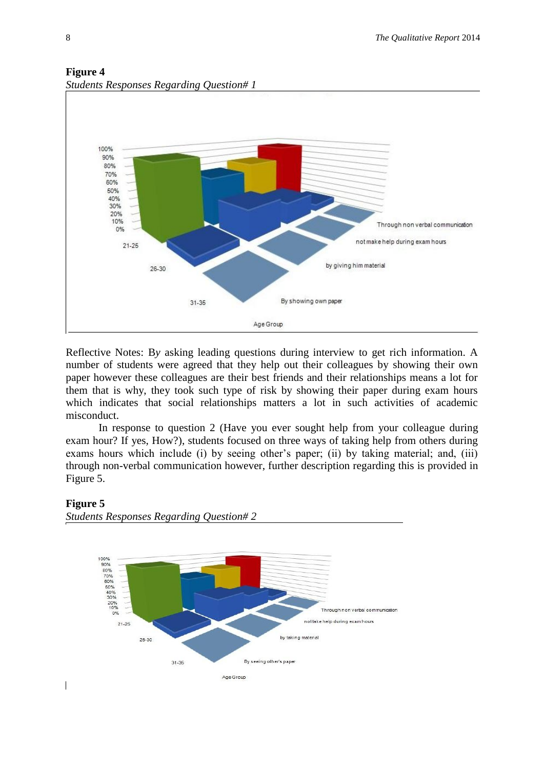**Figure 4**
*Students Responses Regarding Question# 1*

Reflective Notes: B*y* asking leading questions during interview to get rich information. A number of students were agreed that they help out their colleagues by showing their own paper however these colleagues are their best friends and their relationships means a lot for them that is why, they took such type of risk by showing their paper during exam hours which indicates that social relationships matters a lot in such activities of academic misconduct.

In response to question 2 (Have you ever sought help from your colleague during exam hour? If yes, How?), students focused on three ways of taking help from others during exams hours which include (i) by seeing other's paper; (ii) by taking material; and, (iii) through non-verbal communication however, further description regarding this is provided in Figure 5.

**Figure 5**
*Students Responses Regarding Question# 2*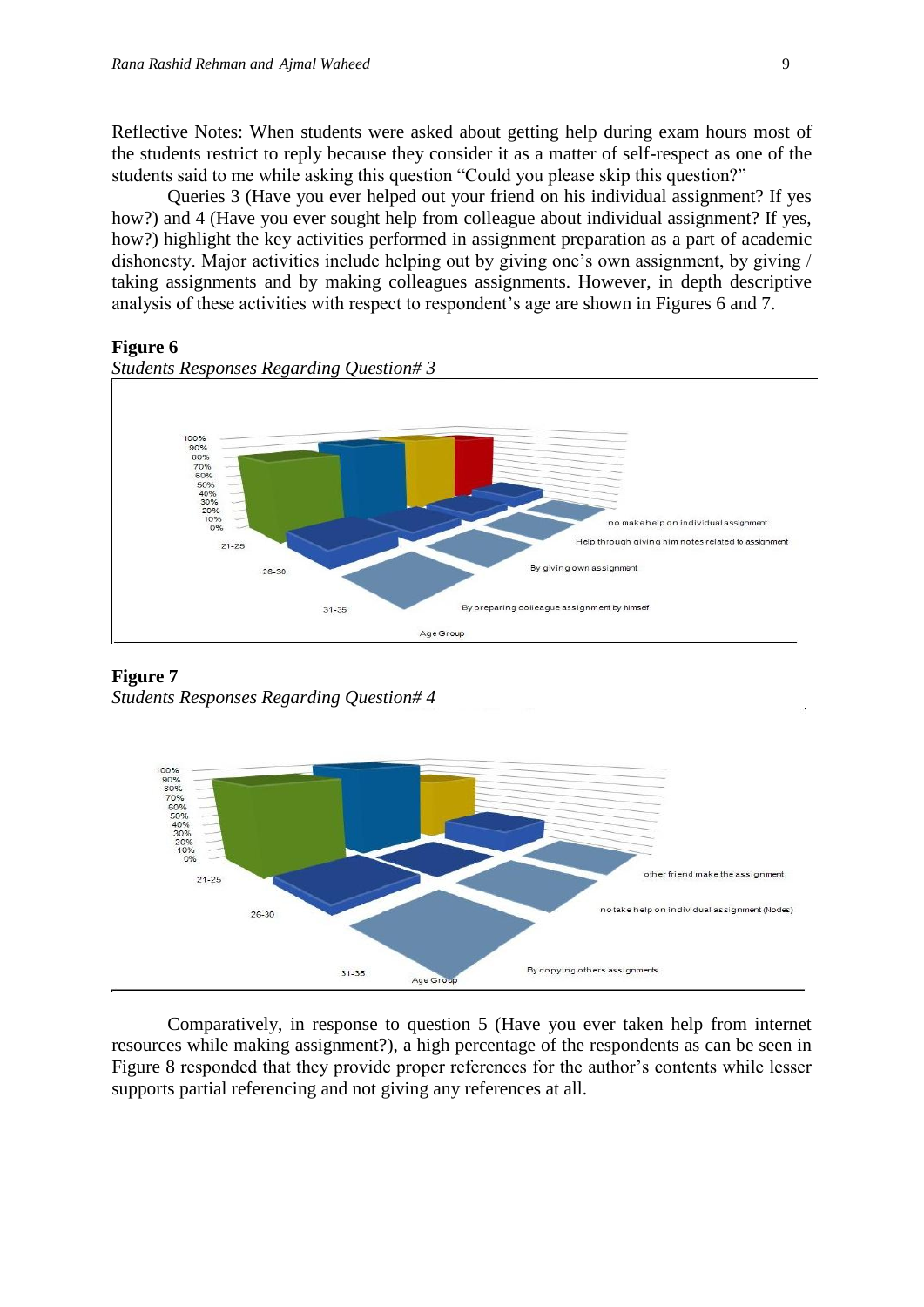Reflective Notes: When students were asked about getting help during exam hours most of the students restrict to reply because they consider it as a matter of self-respect as one of the students said to me while asking this question "Could you please skip this question?"

Queries 3 (Have you ever helped out your friend on his individual assignment? If yes how?) and 4 (Have you ever sought help from colleague about individual assignment? If yes, how?) highlight the key activities performed in assignment preparation as a part of academic dishonesty. Major activities include helping out by giving one's own assignment, by giving / taking assignments and by making colleagues assignments. However, in depth descriptive analysis of these activities with respect to respondent's age are shown in Figures 6 and 7.

**Figure 6**

*Students Responses Regarding Question# 3*

**Figure 7**

*Students Responses Regarding Question# 4*

Comparatively, in response to question 5 (Have you ever taken help from internet resources while making assignment?), a high percentage of the respondents as can be seen in Figure 8 responded that they provide proper references for the author's contents while lesser supports partial referencing and not giving any references at all.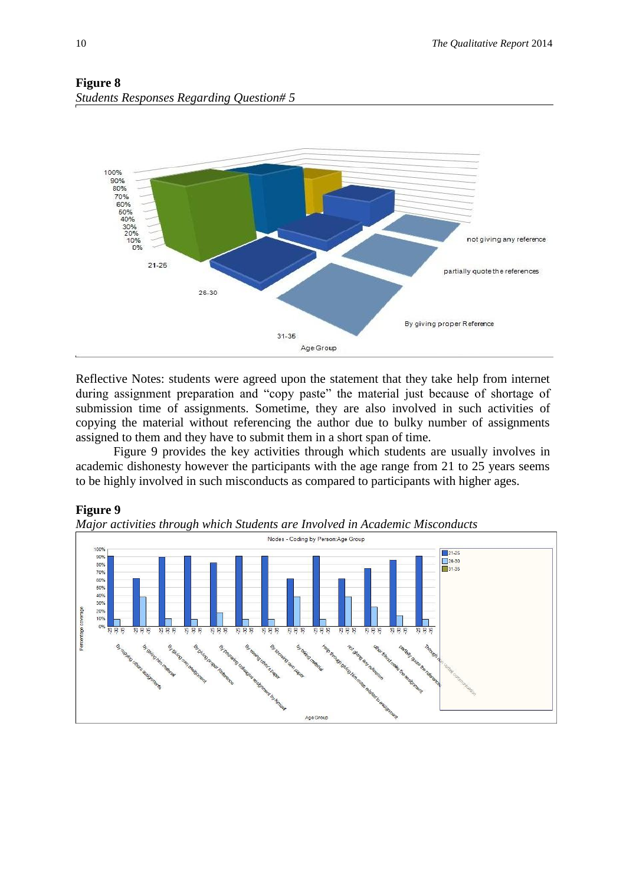**Figure 8**
*Students Responses Regarding Question# 5*

Reflective Notes: students were agreed upon the statement that they take help from internet during assignment preparation and "copy paste" the material just because of shortage of submission time of assignments. Sometime, they are also involved in such activities of copying the material without referencing the author due to bulky number of assignments assigned to them and they have to submit them in a short span of time.

Figure 9 provides the key activities through which students are usually involves in academic dishonesty however the participants with the age range from 21 to 25 years seems to be highly involved in such misconducts as compared to participants with higher ages.

**Figure 9**
*Major activities through which Students are Involved in Academic Misconducts*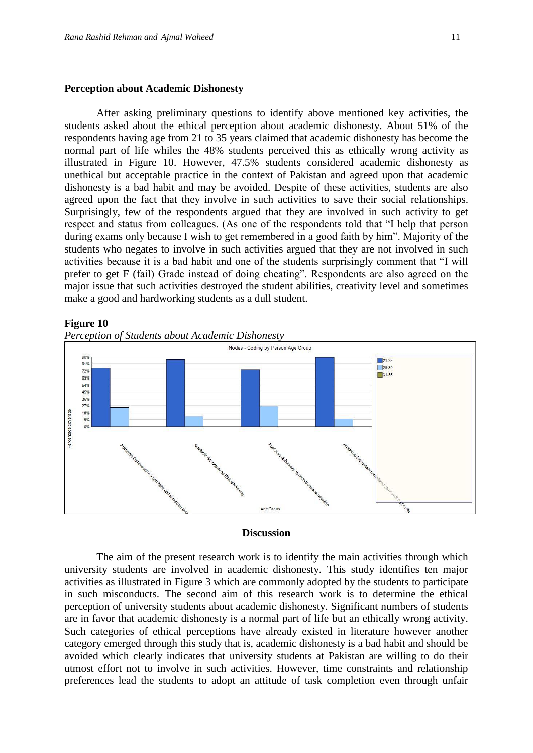### Perception about Academic Dishonesty

After asking preliminary questions to identify above mentioned key activities, the students asked about the ethical perception about academic dishonesty. About 51% of the respondents having age from 21 to 35 years claimed that academic dishonesty has become the normal part of life whiles the 48% students perceived this as ethically wrong activity as illustrated in Figure 10. However, 47.5% students considered academic dishonesty as unethical but acceptable practice in the context of Pakistan and agreed upon that academic dishonesty is a bad habit and may be avoided. Despite of these activities, students are also agreed upon the fact that they involve in such activities to save their social relationships. Surprisingly, few of the respondents argued that they are involved in such activity to get respect and status from colleagues. (As one of the respondents told that "I help that person during exams only because I wish to get remembered in a good faith by him". Majority of the students who negates to involve in such activities argued that they are not involved in such activities because it is a bad habit and one of the students surprisingly comment that "I will prefer to get F (fail) Grade instead of doing cheating". Respondents are also agreed on the major issue that such activities destroyed the student abilities, creativity level and sometimes make a good and hardworking students as a dull student.

**Figure 10**

*Perception of Students about Academic Dishonesty*

## Discussion

The aim of the present research work is to identify the main activities through which university students are involved in academic dishonesty. This study identifies ten major activities as illustrated in Figure 3 which are commonly adopted by the students to participate in such misconducts. The second aim of this research work is to determine the ethical perception of university students about academic dishonesty. Significant numbers of students are in favor that academic dishonesty is a normal part of life but an ethically wrong activity. Such categories of ethical perceptions have already existed in literature however another category emerged through this study that is, academic dishonesty is a bad habit and should be avoided which clearly indicates that university students at Pakistan are willing to do their utmost effort not to involve in such activities. However, time constraints and relationship preferences lead the students to adopt an attitude of task completion even through unfair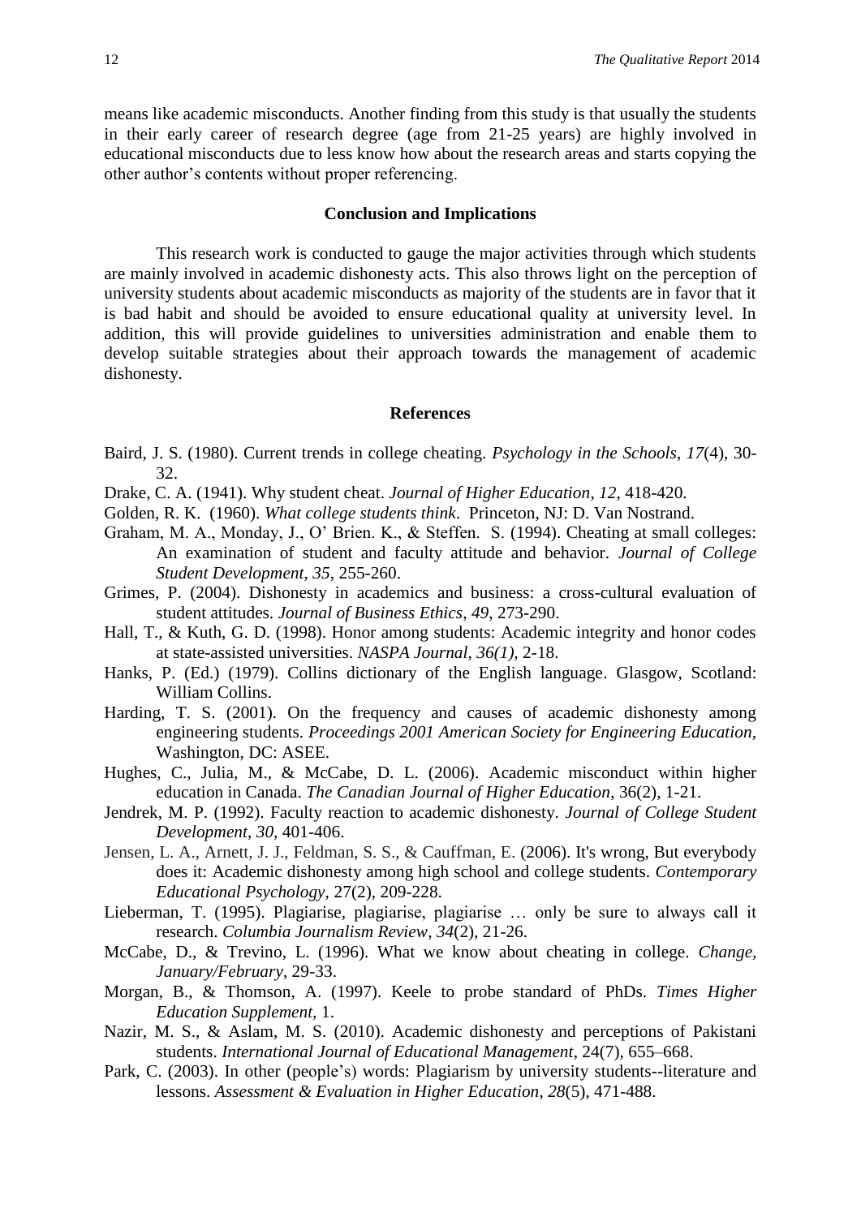means like academic misconducts. Another finding from this study is that usually the students in their early career of research degree (age from 21-25 years) are highly involved in educational misconducts due to less know how about the research areas and starts copying the other author's contents without proper referencing.

## Conclusion and Implications

This research work is conducted to gauge the major activities through which students are mainly involved in academic dishonesty acts. This also throws light on the perception of university students about academic misconducts as majority of the students are in favor that it is bad habit and should be avoided to ensure educational quality at university level. In addition, this will provide guidelines to universities administration and enable them to develop suitable strategies about their approach towards the management of academic dishonesty.

## References

Baird, J. S. (1980). Current trends in college cheating. *Psychology in the Schools*, *17*(4), 30-32.

Drake, C. A. (1941). Why student cheat. *Journal of Higher Education*, *12*, 418-420.

Golden, R. K. (1960). *What college students think*. Princeton, NJ: D. Van Nostrand.

Graham, M. A., Monday, J., O' Brien. K., & Steffen. S. (1994). Cheating at small colleges: An examination of student and faculty attitude and behavior. *Journal of College Student Development*, *35*, 255-260.

Grimes, P. (2004). Dishonesty in academics and business: a cross-cultural evaluation of student attitudes. *Journal of Business Ethics*, *49*, 273-290.

Hall, T., & Kuth, G. D. (1998). Honor among students: Academic integrity and honor codes at state-assisted universities. *NASPA Journal*, *36(1)*, 2-18.

Hanks, P. (Ed.) (1979). Collins dictionary of the English language. Glasgow, Scotland: William Collins.

Harding, T. S. (2001). On the frequency and causes of academic dishonesty among engineering students. *Proceedings 2001 American Society for Engineering Education*, Washington, DC: ASEE.

Hughes, C., Julia, M., & McCabe, D. L. (2006). Academic misconduct within higher education in Canada. *The Canadian Journal of Higher Education*, 36(2), 1-21.

Jendrek, M. P. (1992). Faculty reaction to academic dishonesty. *Journal of College Student Development*, *30*, 401-406.

Jensen, L. A., Arnett, J. J., Feldman, S. S., & Cauffman, E. (2006). It's wrong, But everybody does it: Academic dishonesty among high school and college students. *Contemporary Educational Psychology*, 27(2), 209-228.

Lieberman, T. (1995). Plagiarise, plagiarise, plagiarise … only be sure to always call it research. *Columbia Journalism Review*, *34*(2), 21-26.

McCabe, D., & Trevino, L. (1996). What we know about cheating in college. *Change, January/February*, 29-33.

Morgan, B., & Thomson, A. (1997). Keele to probe standard of PhDs. *Times Higher Education Supplement*, 1.

Nazir, M. S., & Aslam, M. S. (2010). Academic dishonesty and perceptions of Pakistani students. *International Journal of Educational Management*, 24(7), 655–668.

Park, C. (2003). In other (people's) words: Plagiarism by university students--literature and lessons. *Assessment & Evaluation in Higher Education*, *28*(5), 471-488.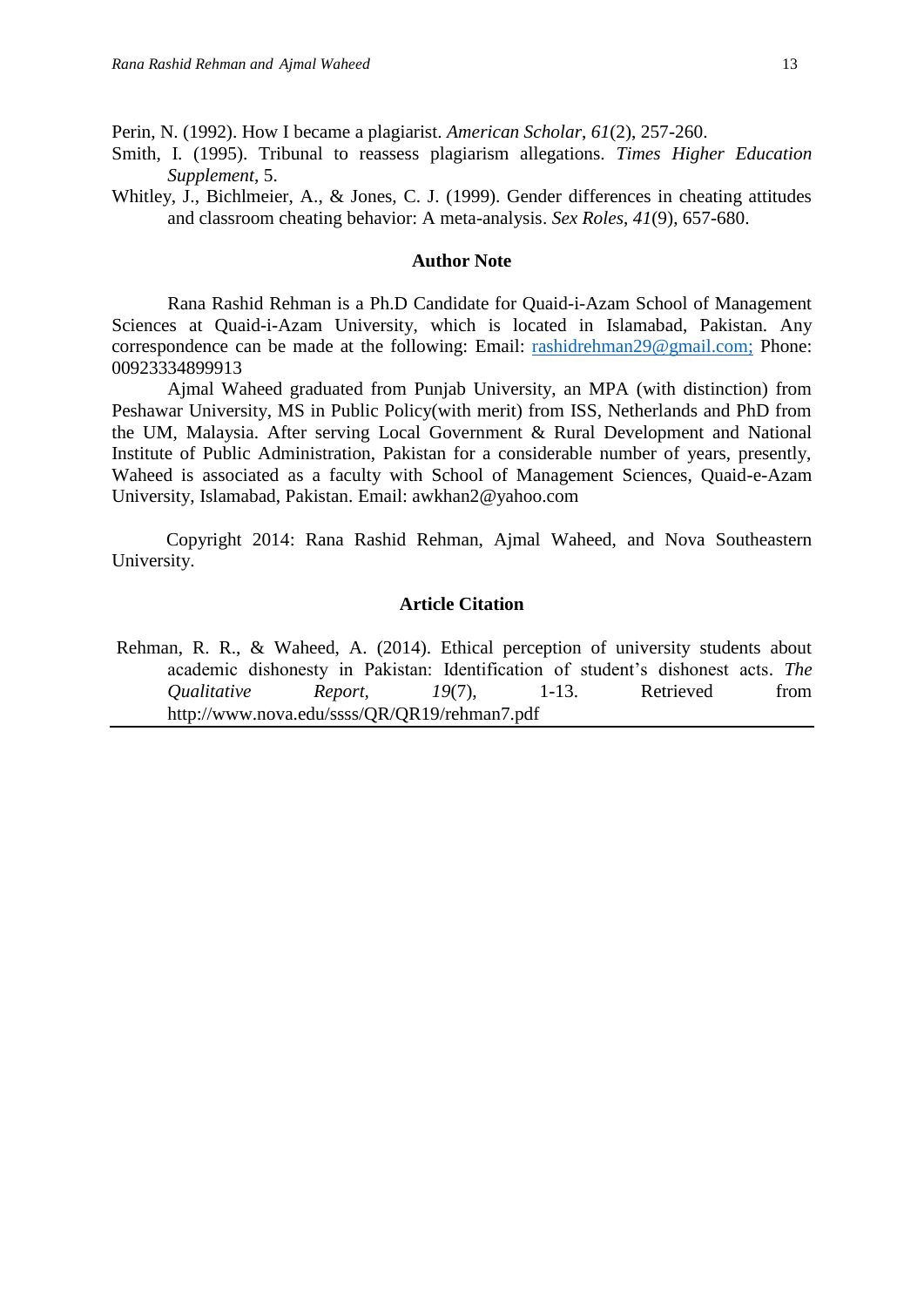Perin, N. (1992). How I became a plagiarist. *American Scholar*, *61*(2), 257-260.

Smith, I. (1995). Tribunal to reassess plagiarism allegations. *Times Higher Education Supplement*, 5.

Whitley, J., Bichlmeier, A., & Jones, C. J. (1999). Gender differences in cheating attitudes and classroom cheating behavior: A meta-analysis. *Sex Roles*, *41*(9), 657-680.

## Author Note

Rana Rashid Rehman is a Ph.D Candidate for Quaid-i-Azam School of Management Sciences at Quaid-i-Azam University, which is located in Islamabad, Pakistan. Any correspondence can be made at the following: Email: rashidrehman29@gmail.com; Phone: 00923334899913

Ajmal Waheed graduated from Punjab University, an MPA (with distinction) from Peshawar University, MS in Public Policy(with merit) from ISS, Netherlands and PhD from the UM, Malaysia. After serving Local Government & Rural Development and National Institute of Public Administration, Pakistan for a considerable number of years, presently, Waheed is associated as a faculty with School of Management Sciences, Quaid-e-Azam University, Islamabad, Pakistan. Email: awkhan2@yahoo.com

Copyright 2014: Rana Rashid Rehman, Ajmal Waheed, and Nova Southeastern University.

## Article Citation

Rehman, R. R., & Waheed, A. (2014). Ethical perception of university students about academic dishonesty in Pakistan: Identification of student's dishonest acts. *The Qualitative Report*, *19*(7), 1-13. Retrieved from http://www.nova.edu/ssss/QR/QR19/rehman7.pdf